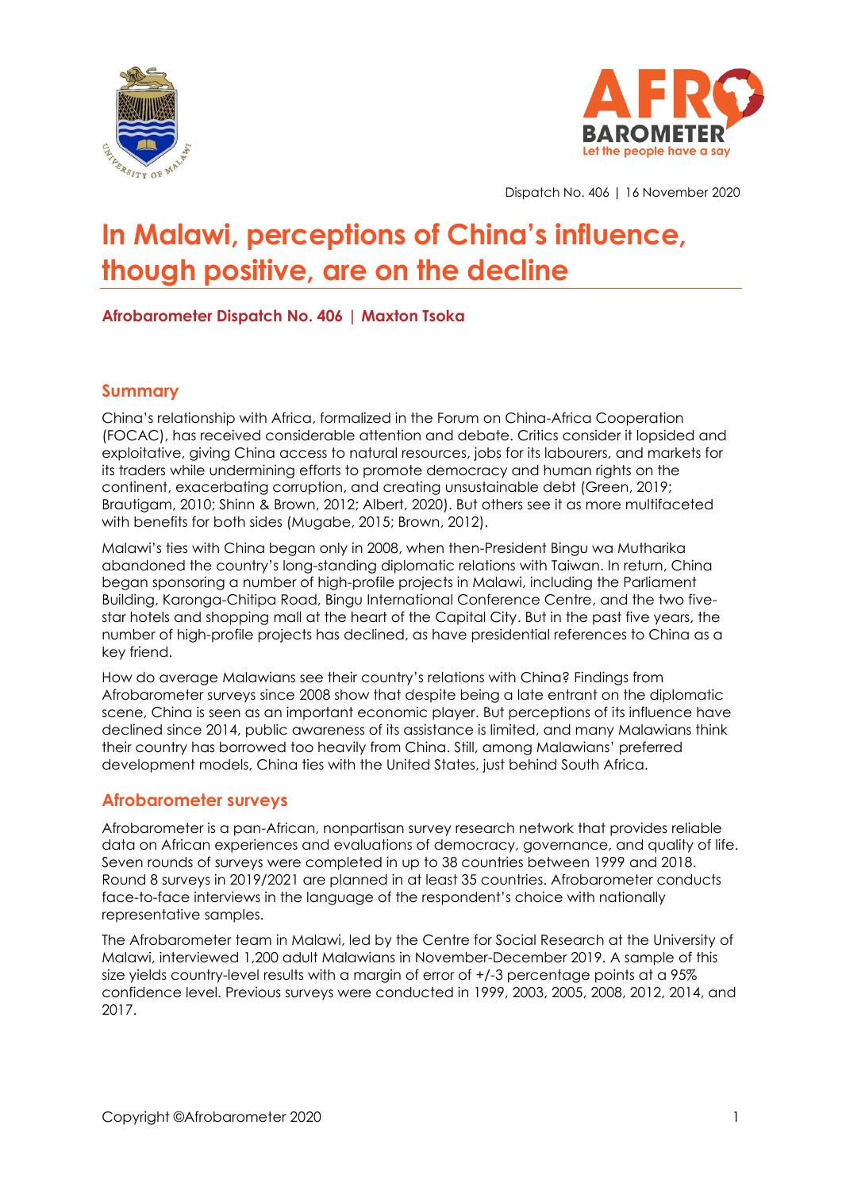Dispatch No. 406 | 16 November 2020

# In Malawi, perceptions of China's influence, though positive, are on the decline

**Afrobarometer Dispatch No. 406 | Maxton Tsoka**

## Summary

China's relationship with Africa, formalized in the Forum on China-Africa Cooperation (FOCAC), has received considerable attention and debate. Critics consider it lopsided and exploitative, giving China access to natural resources, jobs for its labourers, and markets for its traders while undermining efforts to promote democracy and human rights on the continent, exacerbating corruption, and creating unsustainable debt (Green, 2019; Brautigam, 2010; Shinn & Brown, 2012; Albert, 2020). But others see it as more multifaceted with benefits for both sides (Mugabe, 2015; Brown, 2012).

Malawi's ties with China began only in 2008, when then-President Bingu wa Mutharika abandoned the country's long-standing diplomatic relations with Taiwan. In return, China began sponsoring a number of high-profile projects in Malawi, including the Parliament Building, Karonga-Chitipa Road, Bingu International Conference Centre, and the two five-star hotels and shopping mall at the heart of the Capital City. But in the past five years, the number of high-profile projects has declined, as have presidential references to China as a key friend.

How do average Malawians see their country's relations with China? Findings from Afrobarometer surveys since 2008 show that despite being a late entrant on the diplomatic scene, China is seen as an important economic player. But perceptions of its influence have declined since 2014, public awareness of its assistance is limited, and many Malawians think their country has borrowed too heavily from China. Still, among Malawians' preferred development models, China ties with the United States, just behind South Africa.

## Afrobarometer surveys

Afrobarometer is a pan-African, nonpartisan survey research network that provides reliable data on African experiences and evaluations of democracy, governance, and quality of life. Seven rounds of surveys were completed in up to 38 countries between 1999 and 2018. Round 8 surveys in 2019/2021 are planned in at least 35 countries. Afrobarometer conducts face-to-face interviews in the language of the respondent's choice with nationally representative samples.

The Afrobarometer team in Malawi, led by the Centre for Social Research at the University of Malawi, interviewed 1,200 adult Malawians in November-December 2019. A sample of this size yields country-level results with a margin of error of +/-3 percentage points at a 95% confidence level. Previous surveys were conducted in 1999, 2003, 2005, 2008, 2012, 2014, and 2017.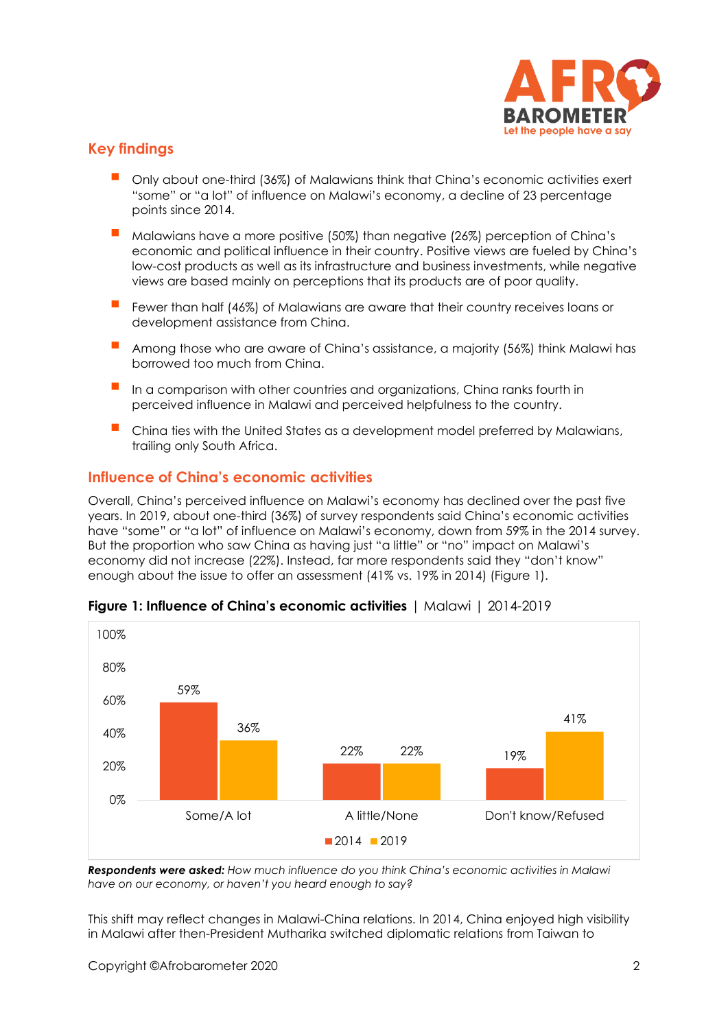## Key findings

- Only about one-third (36%) of Malawians think that China's economic activities exert "some" or "a lot" of influence on Malawi's economy, a decline of 23 percentage points since 2014.
- Malawians have a more positive (50%) than negative (26%) perception of China's economic and political influence in their country. Positive views are fueled by China's low-cost products as well as its infrastructure and business investments, while negative views are based mainly on perceptions that its products are of poor quality.
- Fewer than half (46%) of Malawians are aware that their country receives loans or development assistance from China.
- Among those who are aware of China's assistance, a majority (56%) think Malawi has borrowed too much from China.
- In a comparison with other countries and organizations, China ranks fourth in perceived influence in Malawi and perceived helpfulness to the country.
- China ties with the United States as a development model preferred by Malawians, trailing only South Africa.

## Influence of China's economic activities

Overall, China's perceived influence on Malawi's economy has declined over the past five years. In 2019, about one-third (36%) of survey respondents said China's economic activities have "some" or "a lot" of influence on Malawi's economy, down from 59% in the 2014 survey. But the proportion who saw China as having just "a little" or "no" impact on Malawi's economy did not increase (22%). Instead, far more respondents said they "don't know" enough about the issue to offer an assessment (41% vs. 19% in 2014) (Figure 1).

**Figure 1: Influence of China's economic activities** | Malawi | 2014-2019

| | 2014 | 2019 |
|---|---|---|
| Some/A lot | 59% | 36% |
| A little/None | 22% | 22% |
| Don't know/Refused | 19% | 41% |

***Respondents were asked:*** *How much influence do you think China's economic activities in Malawi have on our economy, or haven't you heard enough to say?*

This shift may reflect changes in Malawi-China relations. In 2014, China enjoyed high visibility in Malawi after then-President Mutharika switched diplomatic relations from Taiwan to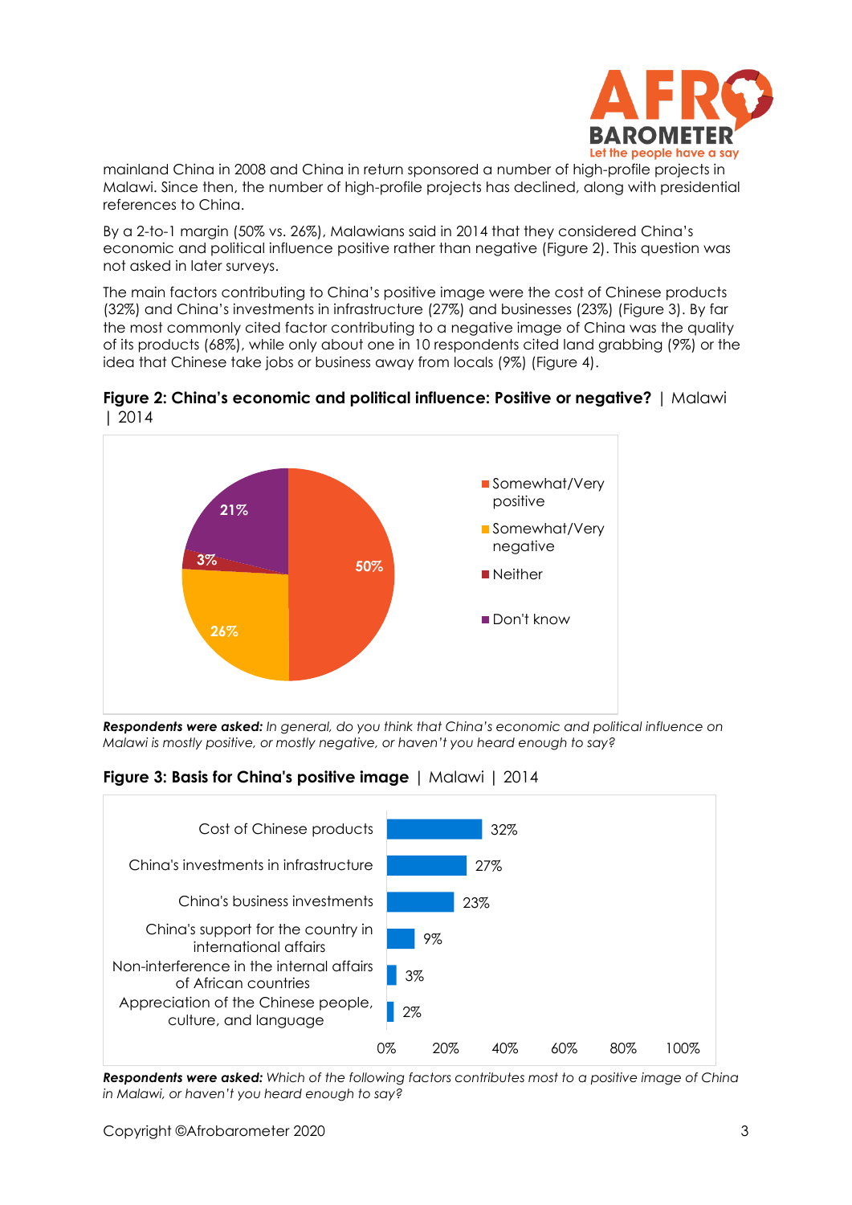mainland China in 2008 and China in return sponsored a number of high-profile projects in Malawi. Since then, the number of high-profile projects has declined, along with presidential references to China.

By a 2-to-1 margin (50% vs. 26%), Malawians said in 2014 that they considered China's economic and political influence positive rather than negative (Figure 2). This question was not asked in later surveys.

The main factors contributing to China's positive image were the cost of Chinese products (32%) and China's investments in infrastructure (27%) and businesses (23%) (Figure 3). By far the most commonly cited factor contributing to a negative image of China was the quality of its products (68%), while only about one in 10 respondents cited land grabbing (9%) or the idea that Chinese take jobs or business away from locals (9%) (Figure 4).

**Figure 2: China's economic and political influence: Positive or negative?** | Malawi | 2014

| Response | % |
|---|---|
| Somewhat/Very positive | 50% |
| Somewhat/Very negative | 26% |
| Neither | 3% |
| Don't know | 21% |

***Respondents were asked:*** *In general, do you think that China's economic and political influence on Malawi is mostly positive, or mostly negative, or haven't you heard enough to say?*

**Figure 3: Basis for China's positive image** | Malawi | 2014

| Factor | % |
|---|---|
| Cost of Chinese products | 32% |
| China's investments in infrastructure | 27% |
| China's business investments | 23% |
| China's support for the country in international affairs | 9% |
| Non-interference in the internal affairs of African countries | 3% |
| Appreciation of the Chinese people, culture, and language | 2% |

***Respondents were asked:*** *Which of the following factors contributes most to a positive image of China in Malawi, or haven't you heard enough to say?*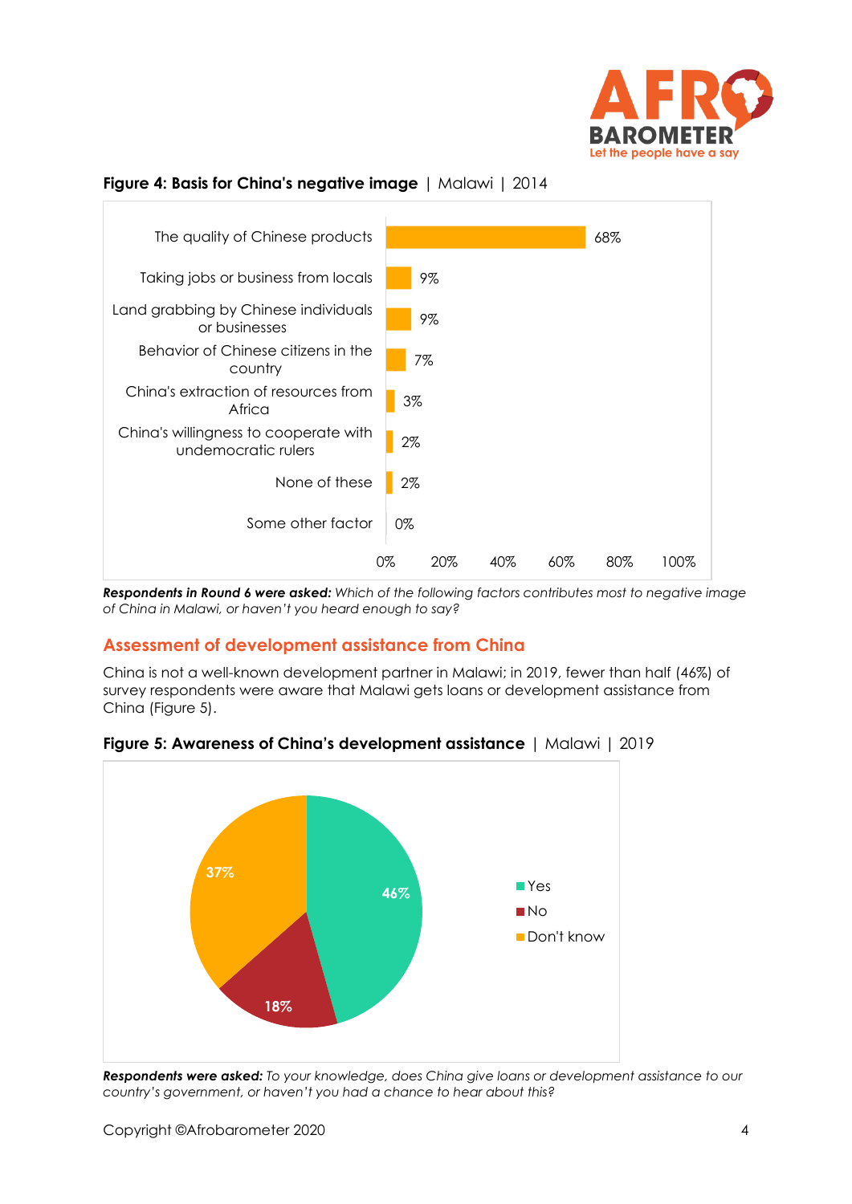**Figure 4: Basis for China's negative image** | Malawi | 2014

| Factor | % |
|---|---|
| The quality of Chinese products | 68% |
| Taking jobs or business from locals | 9% |
| Land grabbing by Chinese individuals or businesses | 9% |
| Behavior of Chinese citizens in the country | 7% |
| China's extraction of resources from Africa | 3% |
| China's willingness to cooperate with undemocratic rulers | 2% |
| None of these | 2% |
| Some other factor | 0% |

***Respondents in Round 6 were asked:*** *Which of the following factors contributes most to negative image of China in Malawi, or haven't you heard enough to say?*

## Assessment of development assistance from China

China is not a well-known development partner in Malawi; in 2019, fewer than half (46%) of survey respondents were aware that Malawi gets loans or development assistance from China (Figure 5).

**Figure 5: Awareness of China's development assistance** | Malawi | 2019

| Response | % |
|---|---|
| Yes | 46% |
| No | 18% |
| Don't know | 37% |

***Respondents were asked:*** *To your knowledge, does China give loans or development assistance to our country's government, or haven't you had a chance to hear about this?*

Copyright ©Afrobarometer 2020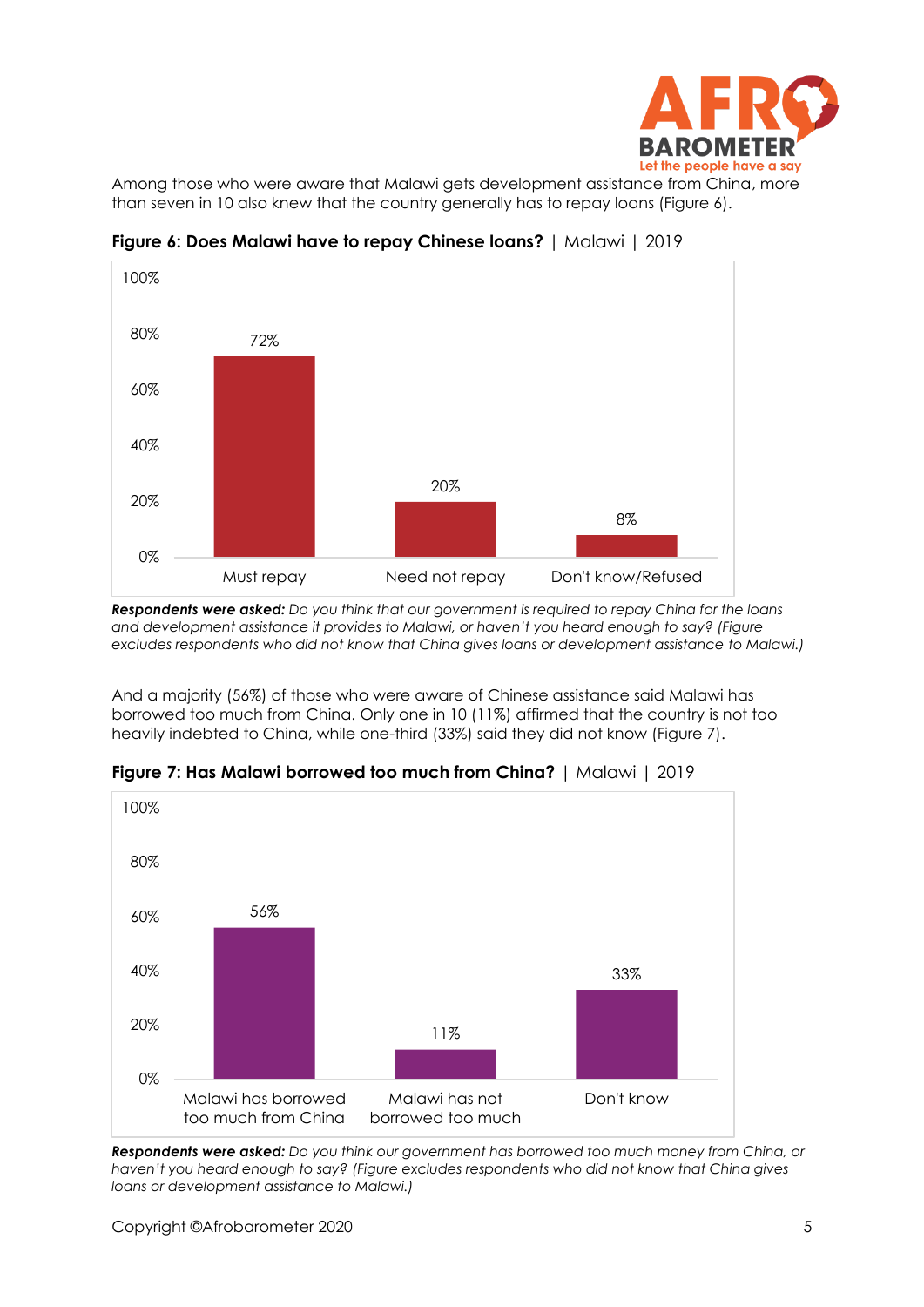Among those who were aware that Malawi gets development assistance from China, more than seven in 10 also knew that the country generally has to repay loans (Figure 6).

**Figure 6: Does Malawi have to repay Chinese loans?** | Malawi | 2019

| | Must repay | Need not repay | Don't know/Refused |
|---|---|---|---|
| % | 72% | 20% | 8% |

***Respondents were asked:*** *Do you think that our government is required to repay China for the loans and development assistance it provides to Malawi, or haven't you heard enough to say? (Figure excludes respondents who did not know that China gives loans or development assistance to Malawi.)*

And a majority (56%) of those who were aware of Chinese assistance said Malawi has borrowed too much from China. Only one in 10 (11%) affirmed that the country is not too heavily indebted to China, while one-third (33%) said they did not know (Figure 7).

**Figure 7: Has Malawi borrowed too much from China?** | Malawi | 2019

| | Malawi has borrowed too much from China | Malawi has not borrowed too much | Don't know |
|---|---|---|---|
| % | 56% | 11% | 33% |

***Respondents were asked:*** *Do you think our government has borrowed too much money from China, or haven't you heard enough to say? (Figure excludes respondents who did not know that China gives loans or development assistance to Malawi.)*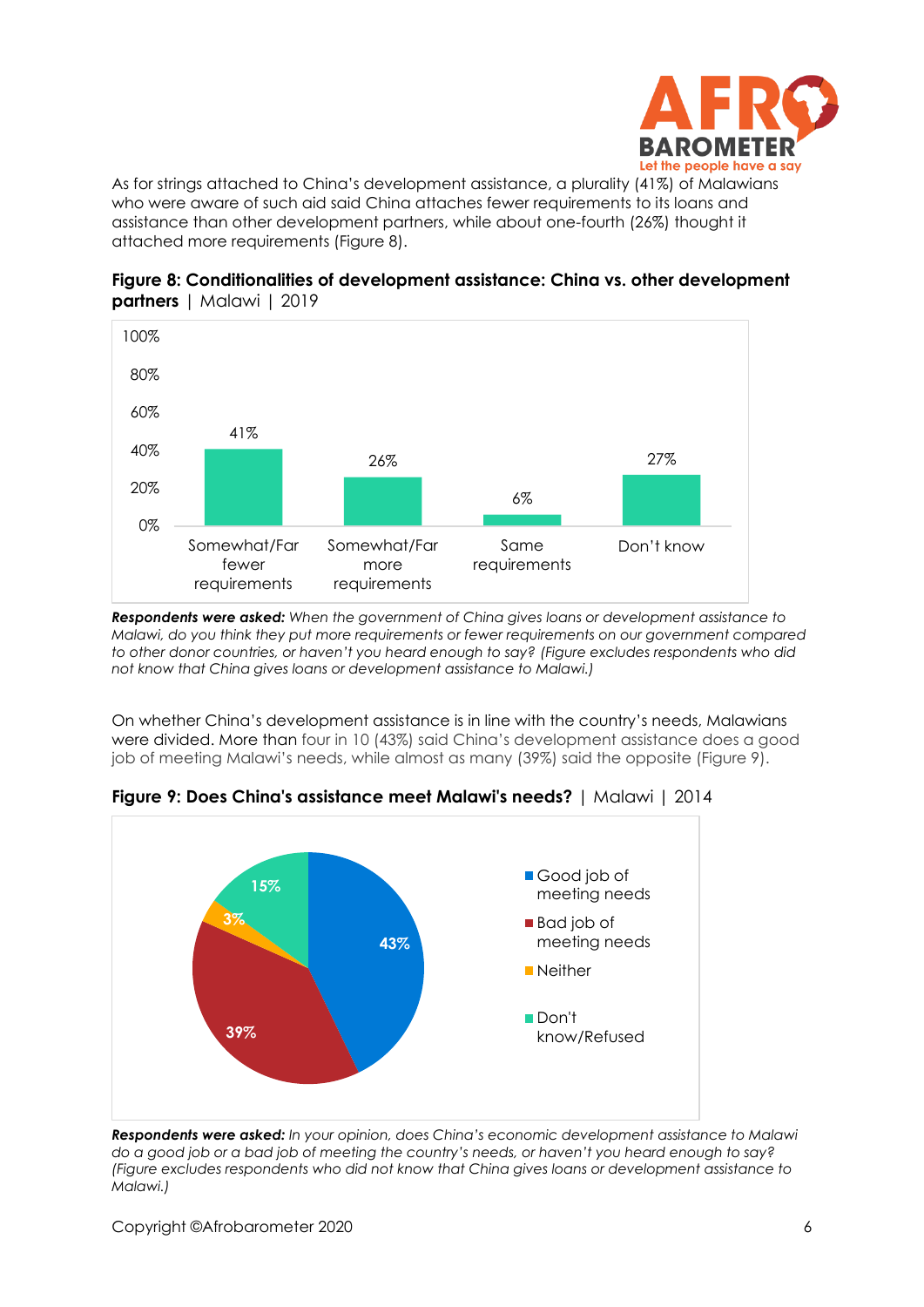As for strings attached to China's development assistance, a plurality (41%) of Malawians who were aware of such aid said China attaches fewer requirements to its loans and assistance than other development partners, while about one-fourth (26%) thought it attached more requirements (Figure 8).

**Figure 8: Conditionalities of development assistance: China vs. other development partners** | Malawi | 2019

| Response | % |
|---|---|
| Somewhat/Far fewer requirements | 41% |
| Somewhat/Far more requirements | 26% |
| Same requirements | 6% |
| Don't know | 27% |

***Respondents were asked:*** *When the government of China gives loans or development assistance to Malawi, do you think they put more requirements or fewer requirements on our government compared to other donor countries, or haven't you heard enough to say? (Figure excludes respondents who did not know that China gives loans or development assistance to Malawi.)*

On whether China's development assistance is in line with the country's needs, Malawians were divided. More than four in 10 (43%) said China's development assistance does a good job of meeting Malawi's needs, while almost as many (39%) said the opposite (Figure 9).

**Figure 9: Does China's assistance meet Malawi's needs?** | Malawi | 2014

| Response | % |
|---|---|
| Good job of meeting needs | 43% |
| Bad job of meeting needs | 39% |
| Neither | 3% |
| Don't know/Refused | 15% |

***Respondents were asked:*** *In your opinion, does China's economic development assistance to Malawi do a good job or a bad job of meeting the country's needs, or haven't you heard enough to say? (Figure excludes respondents who did not know that China gives loans or development assistance to Malawi.)*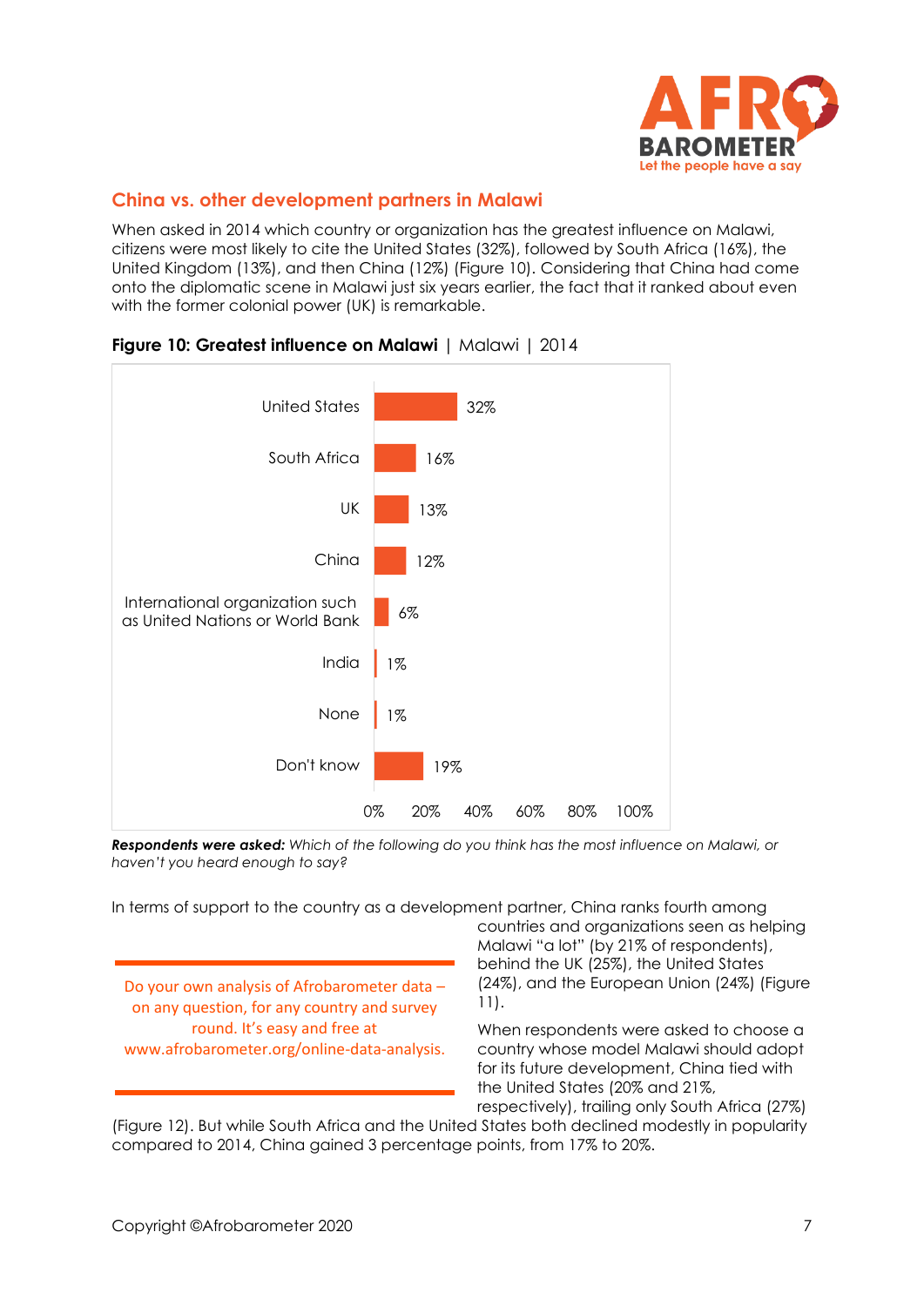## China vs. other development partners in Malawi

When asked in 2014 which country or organization has the greatest influence on Malawi, citizens were most likely to cite the United States (32%), followed by South Africa (16%), the United Kingdom (13%), and then China (12%) (Figure 10). Considering that China had come onto the diplomatic scene in Malawi just six years earlier, the fact that it ranked about even with the former colonial power (UK) is remarkable.

**Figure 10: Greatest influence on Malawi** | Malawi | 2014

| | |
|---|---|
| United States | 32% |
| South Africa | 16% |
| UK | 13% |
| China | 12% |
| International organization such as United Nations or World Bank | 6% |
| India | 1% |
| None | 1% |
| Don't know | 19% |

***Respondents were asked:*** *Which of the following do you think has the most influence on Malawi, or haven't you heard enough to say?*

In terms of support to the country as a development partner, China ranks fourth among countries and organizations seen as helping Malawi "a lot" (by 21% of respondents), behind the UK (25%), the United States (24%), and the European Union (24%) (Figure 11).

When respondents were asked to choose a country whose model Malawi should adopt for its future development, China tied with the United States (20% and 21%, respectively), trailing only South Africa (27%) (Figure 12). But while South Africa and the United States both declined modestly in popularity compared to 2014, China gained 3 percentage points, from 17% to 20%.

Do your own analysis of Afrobarometer data – on any question, for any country and survey round. It's easy and free at www.afrobarometer.org/online-data-analysis.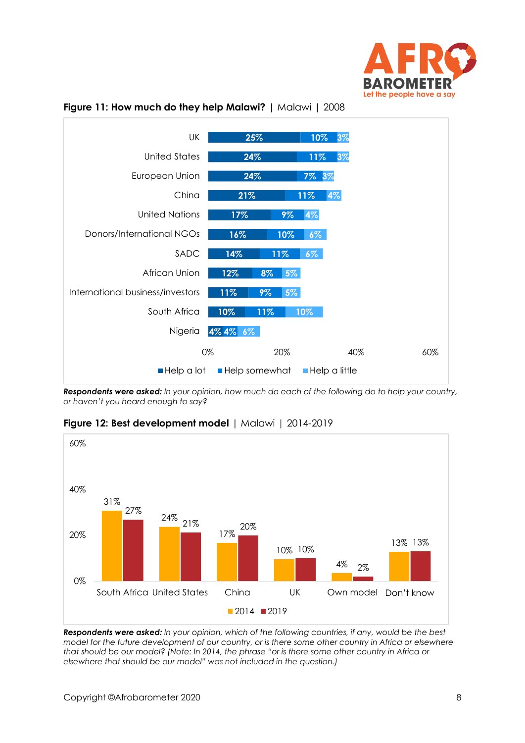**Figure 11: How much do they help Malawi?** | Malawi | 2008

| | Help a lot | Help somewhat | Help a little |
|---|---|---|---|
| UK | 25% | 10% | 3% |
| United States | 24% | 11% | 3% |
| European Union | 24% | 7% | 3% |
| China | 21% | 11% | 4% |
| United Nations | 17% | 9% | 4% |
| Donors/International NGOs | 16% | 10% | 6% |
| SADC | 14% | 11% | 6% |
| African Union | 12% | 8% | 5% |
| International business/investors | 11% | 9% | 5% |
| South Africa | 10% | 11% | 10% |
| Nigeria | 4% | 4% | 6% |

***Respondents were asked:*** *In your opinion, how much do each of the following do to help your country, or haven't you heard enough to say?*

**Figure 12: Best development model** | Malawi | 2014-2019

| | 2014 | 2019 |
|---|---|---|
| South Africa | 31% | 27% |
| United States | 24% | 21% |
| China | 17% | 20% |
| UK | 10% | 10% |
| Own model | 4% | 2% |
| Don't know | 13% | 13% |

***Respondents were asked:*** *In your opinion, which of the following countries, if any, would be the best model for the future development of our country, or is there some other country in Africa or elsewhere that should be our model? (Note: In 2014, the phrase "or is there some other country in Africa or elsewhere that should be our model" was not included in the question.)*

Copyright ©Afrobarometer 2020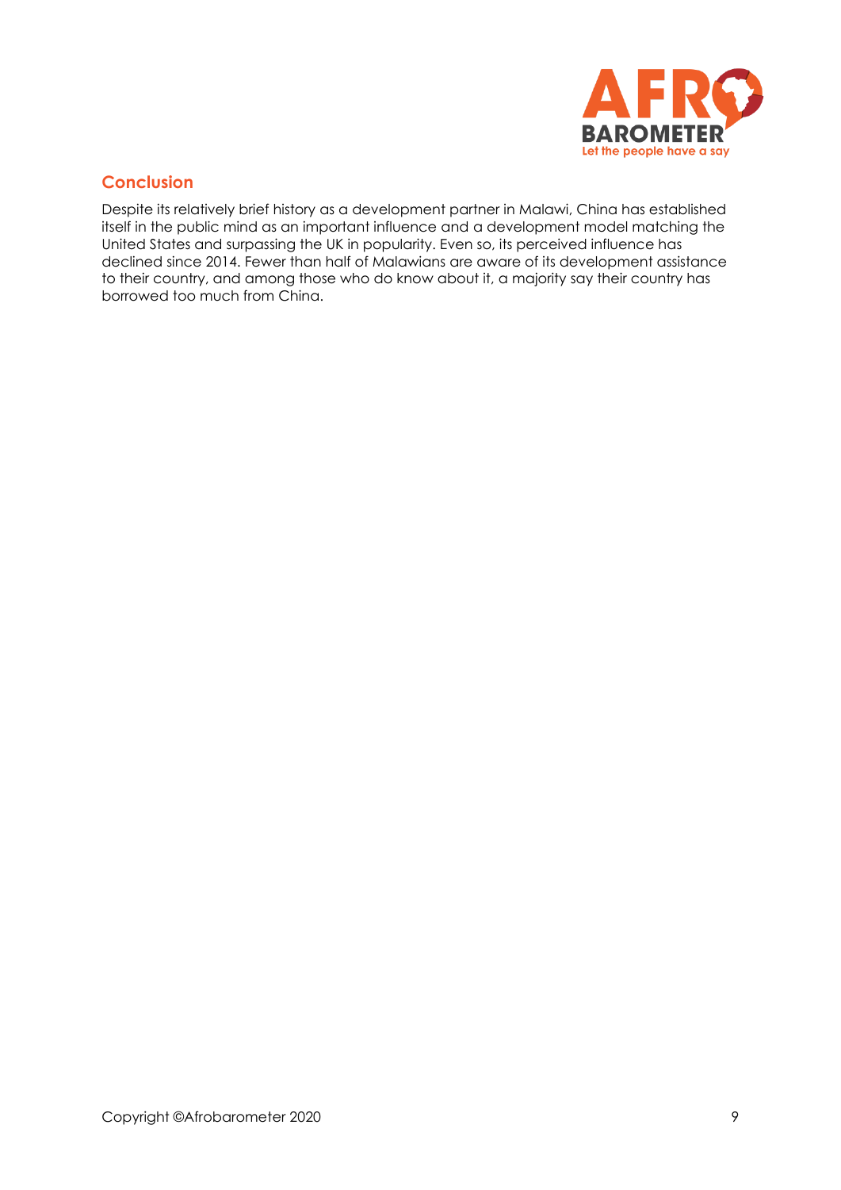## Conclusion

Despite its relatively brief history as a development partner in Malawi, China has established itself in the public mind as an important influence and a development model matching the United States and surpassing the UK in popularity. Even so, its perceived influence has declined since 2014. Fewer than half of Malawians are aware of its development assistance to their country, and among those who do know about it, a majority say their country has borrowed too much from China.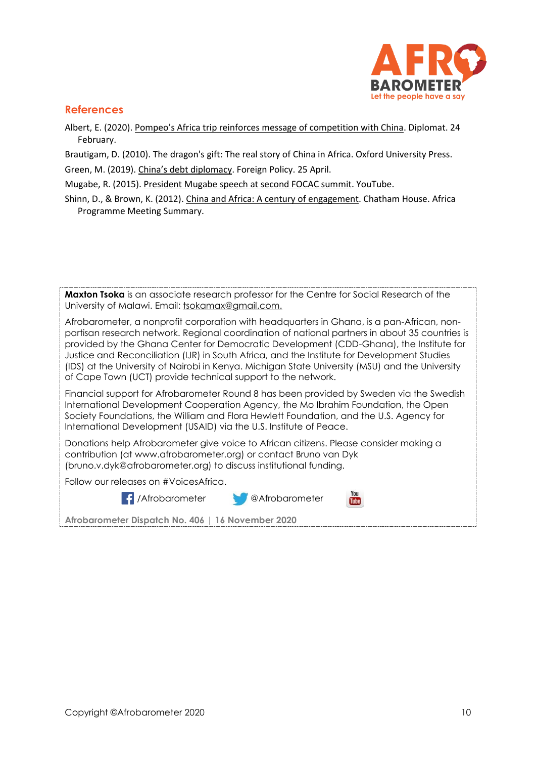## References

Albert, E. (2020). Pompeo's Africa trip reinforces message of competition with China. Diplomat. 24 February.

Brautigam, D. (2010). The dragon's gift: The real story of China in Africa. Oxford University Press.

Green, M. (2019). China's debt diplomacy. Foreign Policy. 25 April.

Mugabe, R. (2015). President Mugabe speech at second FOCAC summit. YouTube.

Shinn, D., & Brown, K. (2012). China and Africa: A century of engagement. Chatham House. Africa Programme Meeting Summary.

**Maxton Tsoka** is an associate research professor for the Centre for Social Research of the University of Malawi. Email: tsokamax@gmail.com.

Afrobarometer, a nonprofit corporation with headquarters in Ghana, is a pan-African, non-partisan research network. Regional coordination of national partners in about 35 countries is provided by the Ghana Center for Democratic Development (CDD-Ghana), the Institute for Justice and Reconciliation (IJR) in South Africa, and the Institute for Development Studies (IDS) at the University of Nairobi in Kenya. Michigan State University (MSU) and the University of Cape Town (UCT) provide technical support to the network.

Financial support for Afrobarometer Round 8 has been provided by Sweden via the Swedish International Development Cooperation Agency, the Mo Ibrahim Foundation, the Open Society Foundations, the William and Flora Hewlett Foundation, and the U.S. Agency for International Development (USAID) via the U.S. Institute of Peace.

Donations help Afrobarometer give voice to African citizens. Please consider making a contribution (at www.afrobarometer.org) or contact Bruno van Dyk (bruno.v.dyk@afrobarometer.org) to discuss institutional funding.

Follow our releases on #VoicesAfrica.

/Afrobarometer @Afrobarometer

**Afrobarometer Dispatch No. 406 | 16 November 2020**

Copyright ©Afrobarometer 2020